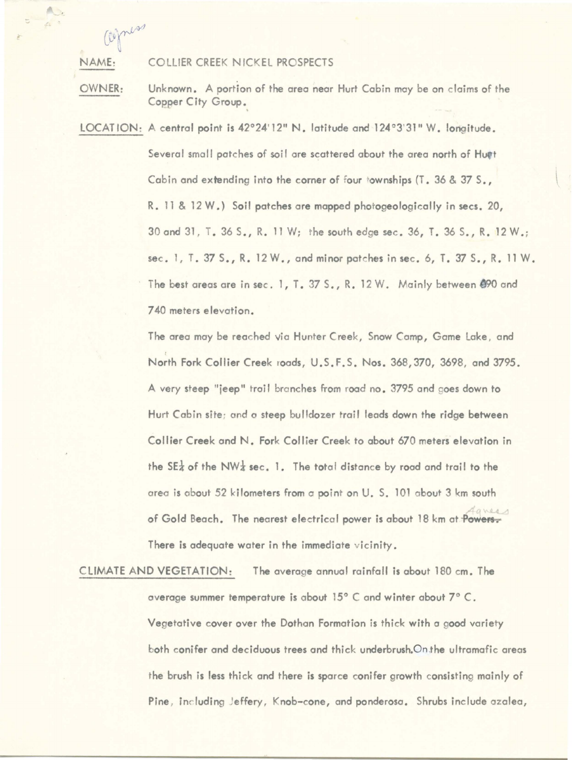Agness

**NAME:** COLLIER CREEK NICKEL PROSPECTS

**OWNER:** Unknown. A portion of the area near Hurt Cabin may be on claims of the Copper City Group.

**LOCATION:** A central point is 42°24'12" N. latitude and 124°3'31" W. longitude. Several small patches of soil are scattered about the area north of Hurt Cabin and extending into the corner of four townships (T. 36 & 37 S., R. 11 & 12 W.) Soil patches are mapped photogeologically in secs. 20, 30 and 31, T. 36 S., R. 11 W; the south edge sec. 36, T. 36 S., R. 12 W.; sec. 1, T. 37 S., R. 12 W., and minor patches in sec. 6, T. 37 S., R. 11 W. The best areas are in sec. 1, T. 37 S., R. 12 W. Mainly between 690 and 740 meters elevation.

The area may be reached via Hunter Creek, Snow Camp, Game Lake, and North Fork Collier Creek roads, U.S.F.S. Nos. 368, 370, 3698, and 3795. A very steep "jeep" trail branches from road no. 3795 and goes down to Hurt Cabin site; and a steep bulldozer trail leads down the ridge between Collier Creek and N. Fork Collier Creek to about 670 meters elevation in the SE¼ of the NW¼ sec. 1. The total distance by road and trail to the area is about 52 kilometers from a point on U. S. 101 about 3 km south of Gold Beach. The nearest electrical power is about 18 km at ~~Powers.~~ Agness

There is adequate water in the immediate vicinity.

**CLIMATE AND VEGETATION:** The average annual rainfall is about 180 cm. The average summer temperature is about 15° C and winter about 7° C. Vegetative cover over the Dothan Formation is thick with a good variety both conifer and deciduous trees and thick underbrush. On the ultramafic areas the brush is less thick and there is sparce conifer growth consisting mainly of Pine, including Jeffery, Knob-cone, and ponderosa. Shrubs include azalea,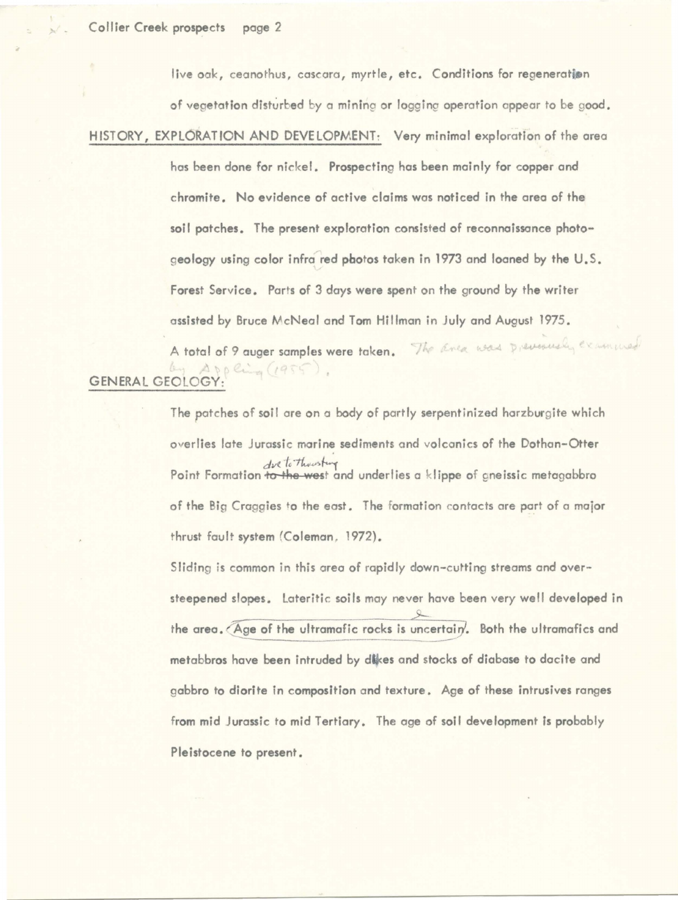live oak, ceanothus, cascara, myrtle, etc. Conditions for regeneration of vegetation disturbed by a mining or logging operation appear to be good.

HISTORY, EXPLORATION AND DEVELOPMENT: Very minimal exploration of the area has been done for nickel. Prospecting has been mainly for copper and chromite. No evidence of active claims was noticed in the area of the soil patches. The present exploration consisted of reconnaissance photogeology using color infrared photos taken in 1973 and loaned by the U.S. Forest Service. Parts of 3 days were spent on the ground by the writer assisted by Bruce McNeal and Tom Hillman in July and August 1975. A total of 9 auger samples were taken. The area was previously examined by Appling (1955).

GENERAL GEOLOGY:

The patches of soil are on a body of partly serpentinized harzburgite which overlies late Jurassic marine sediments and volcanics of the Dothan-Otter Point Formation due to thrusting and underlies a klippe of gneissic metagabbro of the Big Craggies to the east. The formation contacts are part of a major thrust fault system (Coleman, 1972).

Sliding is common in this area of rapidly down-cutting streams and over-steepened slopes. Lateritic soils may never have been very well developed in the area. Age of the ultramafic rocks is uncertain. Both the ultramafics and metabbros have been intruded by dikes and stocks of diabase to dacite and gabbro to diorite in composition and texture. Age of these intrusives ranges from mid Jurassic to mid Tertiary. The age of soil development is probably Pleistocene to present.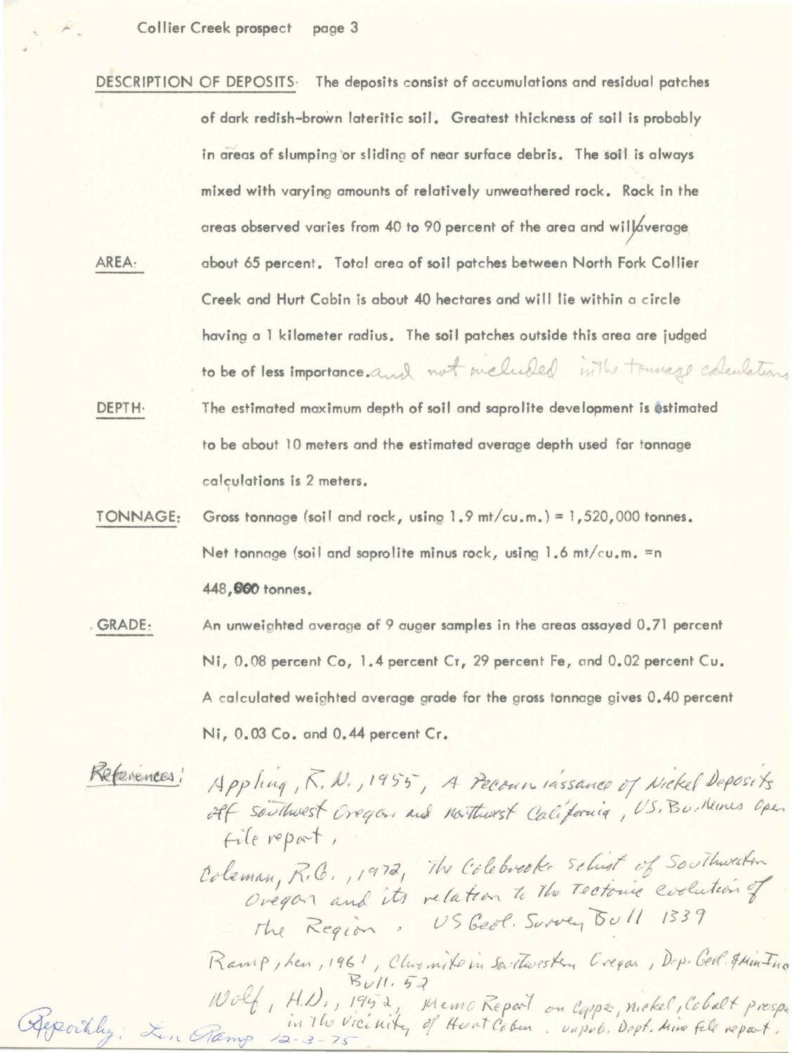**DESCRIPTION OF DEPOSITS**· The deposits consist of accumulations and residual patches of dark redish-brown lateritic soil. Greatest thickness of soil is probably in areas of slumping or sliding of near surface debris. The soil is always mixed with varying amounts of relatively unweathered rock. Rock in the areas observed varies from 40 to 90 percent of the area and will average about 65 percent.

**AREA:** Total area of soil patches between North Fork Collier Creek and Hurt Cabin is about 40 hectares and will lie within a circle having a 1 kilometer radius. The soil patches outside this area are judged to be of less importance. and not included in the tonnage calculations

**DEPTH**· The estimated maximum depth of soil and saprolite development is estimated to be about 10 meters and the estimated average depth used for tonnage calculations is 2 meters.

**TONNAGE:** Gross tonnage (soil and rock, using 1.9 mt/cu.m.) = 1,520,000 tonnes. Net tonnage (soil and saprolite minus rock, using 1.6 mt/cu.m. =n 448,000 tonnes.

**GRADE:** An unweighted average of 9 auger samples in the areas assayed 0.71 percent Ni, 0.08 percent Co, 1.4 percent Cr, 29 percent Fe, and 0.02 percent Cu. A calculated weighted average grade for the gross tonnage gives 0.40 percent Ni, 0.03 Co. and 0.44 percent Cr.

References:

Appling, R.N., 1955, A Reconnaissance of Nickel Deposits off Southwest Oregon and Northwest California, U.S. Bu. Mines Open file report,

Coleman, R.G., 1972, The Colebrooke Schist of Southwestern Oregon and its relation to the Tectonic evolution of the Region. US Geol. Survey Bull 1339

Ramp, Len, 1961, Chromite in Southwestern Oregon, Dep. Geol. & Min Ind Bull. 52

Wolf, H.D., 1952, Memo Report on Copper, Nickel, Cobalt prospects in the vicinity of Hurt Cabin. unpub. Dept. Mines file report.

Reported by: Len Ramp 12-3-75